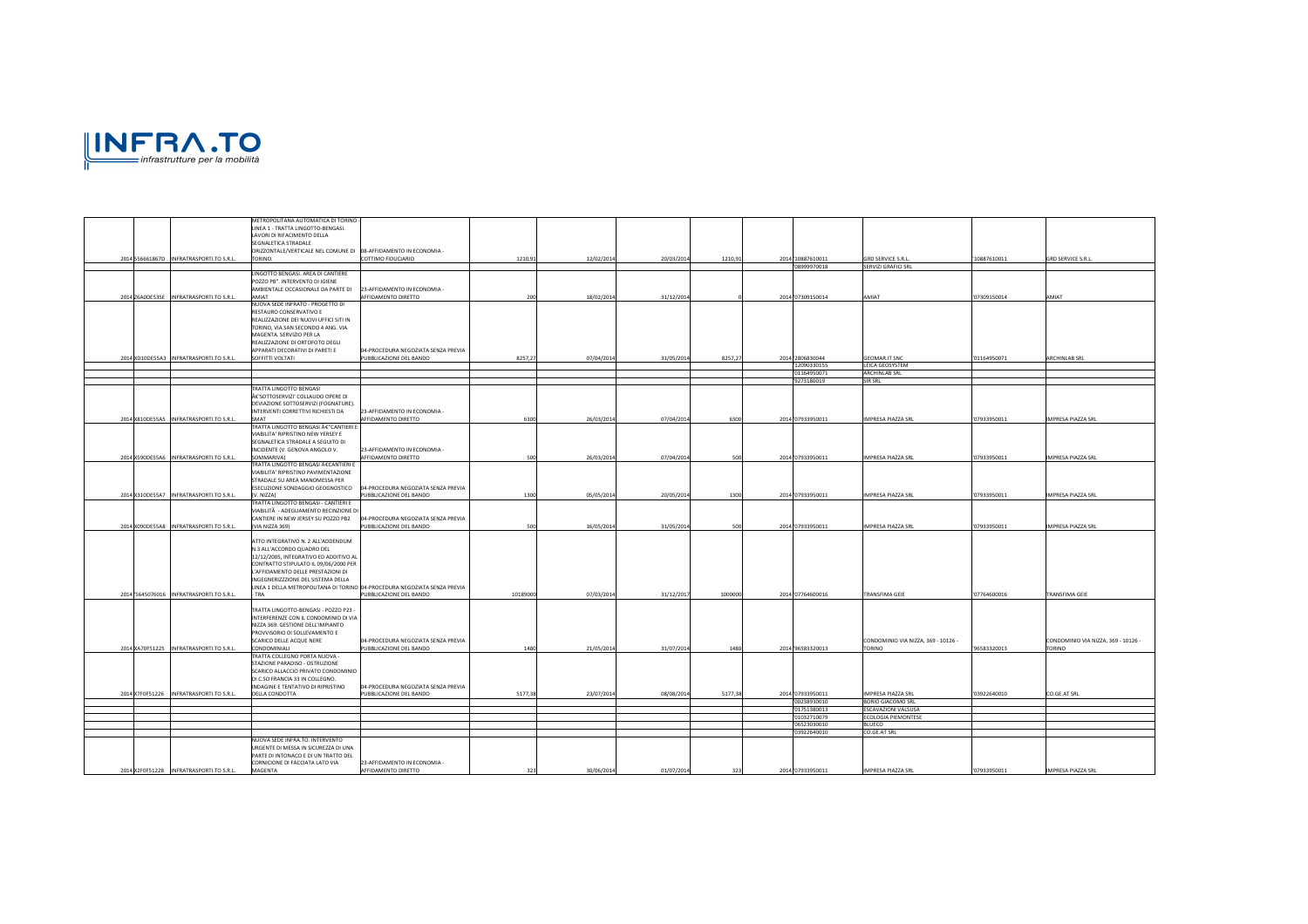**INFRA.TO** *infrastrutture per la mobilità*

| | | | | | | | | | | | | | | |
|---|---|---|---|---|---|---|---|---|---|---|---|---|---|---|
| 2014 | 5566618670 | INFRATRASPORTI.TO S.R.L. | METROPOLITANA AUTOMATICA DI TORINO - LINEA 1 - TRATTA LINGOTTO-BENGASI. LAVORI DI RIFACIMENTO DELLA SEGNALETICA STRADALE ORIZZONTALE/VERTICALE NEL COMUNE DI TORINO. | 08-AFFIDAMENTO IN ECONOMIA - COTTIMO FIDUCIARIO | 1210,91 | 12/02/2014 | 20/03/2014 | 1210,91 | 2014 | '10887610011 | GRD SERVICE S.R.L. | '10887610011 | GRD SERVICE S.R.L |
| | | | | | | | | | | '08999970018 | SERVIZI GRAFICI SRL | | |
| 2014 | Z6A0DE535E | INFRATRASPORTI.TO S.R.L. | LINGOTTO BENGASI. AREA DI CANTIERE POZZO PB*. INTERVENTO DI IGIENE AMBIENTALE OCCASIONALE DA PARTE DI AMIAT | 23-AFFIDAMENTO IN ECONOMIA - AFFIDAMENTO DIRETTO | 200 | 18/02/2014 | 31/12/2014 | 0 | 2014 | '07309150014 | AMIAT | '07309150014 | AMIAT |
| 2014 | XD10DE55A3 | INFRATRASPORTI.TO S.R.L. | NUOVA SEDE INFRATO - PROGETTO DI RESTAURO CONSERVATIVO E REALIZZAZIONE DEI NUOVI UFFICI SITI IN TORINO, VIA SAN SECONDO 4 ANG. VIA MAGENTA. SERVIZIO PER LA REALIZZAZIONE DI ORTOFOTO DEGLI APPARATI DECORATIVI DI PARETI E SOFFITTI VOLTATI | 04-PROCEDURA NEGOZIATA SENZA PREVIA PUBBLICAZIONE DEL BANDO | 8257,27 | 07/04/2014 | 31/05/2014 | 8257,27 | 2014 | '2806830044 | GEOMAR.IT SNC | '01164950071 | ARCHINLAB SRL |
| | | | | | | | | | | '12090330155 | LEICA GEOSYSTEM | | |
| | | | | | | | | | | '01164950071 | ARCHINLAB SRL | | |
| | | | | | | | | | | '9273180019 | SIR SRL | | |
| 2014 | X810DE55A5 | INFRATRASPORTI.TO S.R.L. | TRATTA LINGOTTO BENGASI â€"SOTTOSERVIZI' COLLAUDO OPERE DI DEVIAZIONE SOTTOSERVIZI (FOGNATURE). INTERVENTI CORRETTIVI RICHIESTI DA SMAT | 23-AFFIDAMENTO IN ECONOMIA - AFFIDAMENTO DIRETTO | 6300 | 26/03/2014 | 07/04/2014 | 6300 | 2014 | '07933950011 | IMPRESA PIAZZA SRL | '07933950011 | IMPRESA PIAZZA SRL |
| 2014 | X590DE55A6 | INFRATRASPORTI.TO S.R.L. | TRATTA LINGOTTO BENGASI â€"CANTIERI E VIABILITA' RIPRISTINO NEW YERSEY E SEGNALETICA STRADALE A SEGUITO DI INCIDENTE (V. GENOVA ANGOLO V. SOMMARIVA) | 23-AFFIDAMENTO IN ECONOMIA - AFFIDAMENTO DIRETTO | 500 | 26/03/2014 | 07/04/2014 | 500 | 2014 | '07933950011 | IMPRESA PIAZZA SRL | '07933950011 | IMPRESA PIAZZA SRL |
| 2014 | X310DE55A7 | INFRATRASPORTI.TO S.R.L. | TRATTA LINGOTTO BENGASI â€CANTIERI E VIABILITA' RIPRISTINO PAVIMENTAZIONE STRADALE SU AREA MANOMESSA PER ESECUZIONE SONDAGGIO GEOGNOSTICO (V. NIZZA) | 04-PROCEDURA NEGOZIATA SENZA PREVIA PUBBLICAZIONE DEL BANDO | 1300 | 05/05/2014 | 20/05/2014 | 1300 | 2014 | '07933950011 | IMPRESA PIAZZA SRL | '07933950011 | IMPRESA PIAZZA SRL |
| 2014 | X090DE55A8 | INFRATRASPORTI.TO S.R.L. | TRATTA LINGOTTO BENGASI - CANTIERI E VIABILITÃ - ADEGUAMENTO RECINZIONE DI CANTIERE IN NEW JERSEY SU POZZO PB2 (VIA NIZZA 369) | 04-PROCEDURA NEGOZIATA SENZA PREVIA PUBBLICAZIONE DEL BANDO | 500 | 16/05/2014 | 31/05/2014 | 500 | 2014 | '07933950011 | IMPRESA PIAZZA SRL | '07933950011 | IMPRESA PIAZZA SRL |
| 2014 | '5645076016 | INFRATRASPORTI.TO S.R.L. | ATTO INTEGRATIVO N. 2 ALL'ADDENDUM N.3 ALL'ACCORDO QUADRO DEL 12/12/2005, INTEGRATIVO ED ADDITIVO AL CONTRATTO STIPULATO IL 09/06/2000 PER L'AFFIDAMENTO DELLE PRESTAZIONI DI INGEGNERIZZIONE DEL SISTEMA DELLA LINEA 1 DELLA METROPOLITANA DI TORINO - TRA | 04-PROCEDURA NEGOZIATA SENZA PREVIA PUBBLICAZIONE DEL BANDO | 10189000 | 07/03/2014 | 31/12/2017 | 1000000 | 2014 | '07764600016 | TRANSFIMA GEIE | '07764600016 | TRANSFIMA GEIE |
| 2014 | XA70F51225 | INFRATRASPORTI.TO S.R.L. | TRATTA LINGOTTO-BENGASI - POZZO P23 - INTERFERENZE CON IL CONDOMINIO DI VIA NIZZA 369. GESTIONE DELL'IMPIANTO PROVVISORIO DI SOLLEVAMENTO E SCARICO DELLE ACQUE NERE CONDOMINIALI | 04-PROCEDURA NEGOZIATA SENZA PREVIA PUBBLICAZIONE DEL BANDO | 1480 | 21/05/2014 | 31/07/2014 | 1480 | 2014 | '96583320013 | CONDOMINIO VIA NIZZA, 369 - 10126 - TORINO | '96583320013 | CONDOMINIO VIA NIZZA, 369 - 10126 - TORINO |
| 2014 | X7F0F51226 | INFRATRASPORTI.TO S.R.L. | TRATTA COLLEGNO PORTA NUOVA - STAZIONE PARADISO - OSTRUZIONE SCARICO ALLACCIO PRIVATO CONDOMINIO DI C.SO FRANCIA 33 IN COLLEGNO. INDAGINE E TENTATIVO DI RIPRISTINO DELLA CONDOTTA | 04-PROCEDURA NEGOZIATA SENZA PREVIA PUBBLICAZIONE DEL BANDO | 5177,38 | 23/07/2014 | 08/08/2014 | 5177,38 | 2014 | '07933950011 | IMPRESA PIAZZA SRL | '03922640010 | CO.GE.AT SRL |
| | | | | | | | | | | '00238930010 | BORIO GIACOMO SRL | | |
| | | | | | | | | | | '01751380013 | ESCAVAZIONI VALSUSA | | |
| | | | | | | | | | | '01032710079 | ECOLOGIA PIEMONTESE | | |
| | | | | | | | | | | '06523030010 | BLUECO | | |
| | | | | | | | | | | '03922640010 | CO.GE.AT SRL | | |
| 2014 | X2F0F51228 | INFRATRASPORTI.TO S.R.L. | NUOVA SEDE INFRA.TO. INTERVENTO URGENTE DI MESSA IN SICUREZZA DI UNA PARTE DI INTONACO E DI UN TRATTO DEL CORNICIONE DI FACCIATA LATO VIA MAGENTA | 23-AFFIDAMENTO IN ECONOMIA - AFFIDAMENTO DIRETTO | 323 | 30/06/2014 | 01/07/2014 | 323 | 2014 | '07933950011 | IMPRESA PIAZZA SRL | '07933950011 | IMPRESA PIAZZA SRL |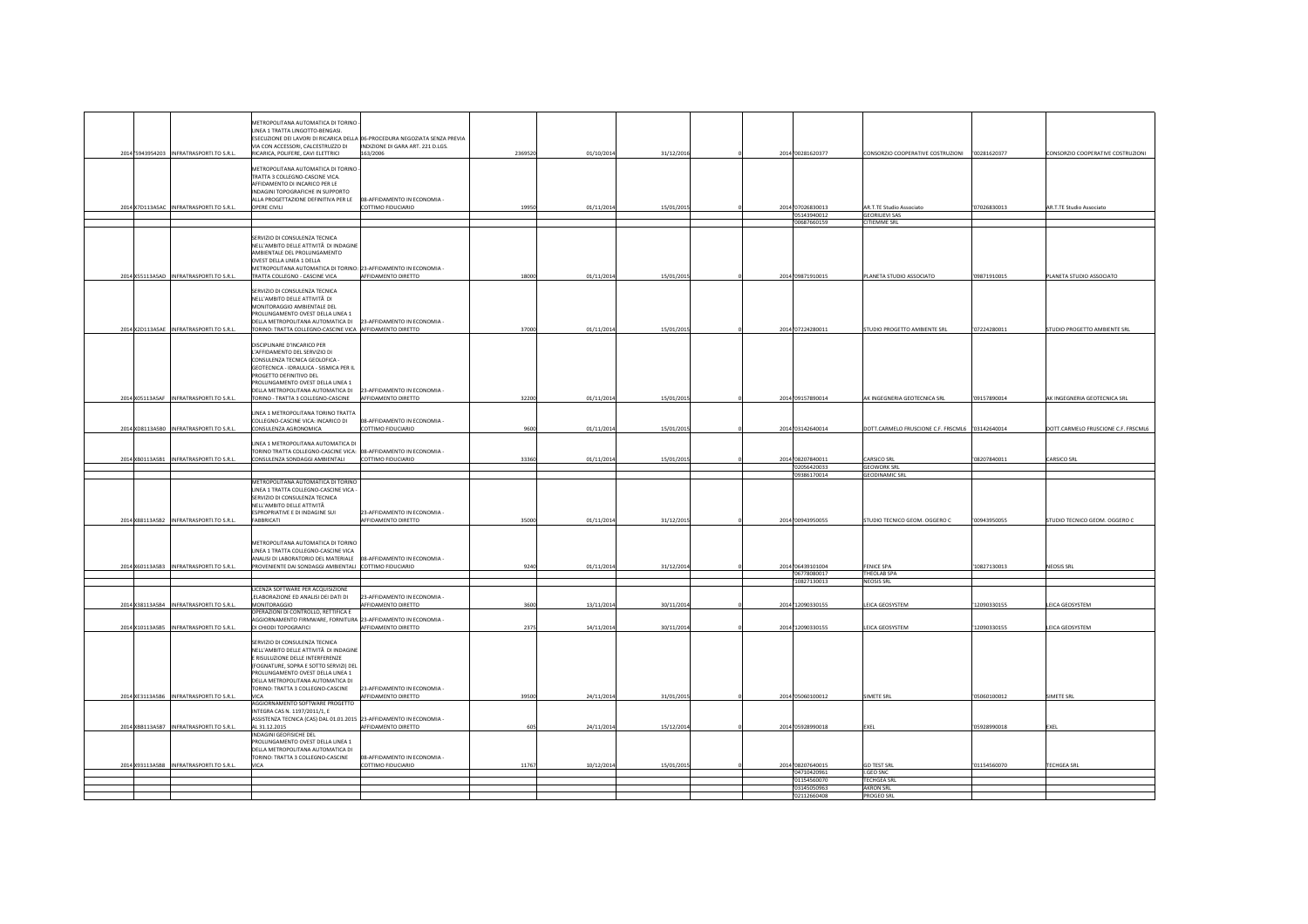| | | | | | | | | | | | | | | |
|---|---|---|---|---|---|---|---|---|---|---|---|---|---|---|
| 2014 | 5943954203 | INFRATRASPORTI.TO S.R.L. | METROPOLITANA AUTOMATICA DI TORINO - LINEA 1 TRATTA LINGOTTO-BENGASI. ESECUZIONE DEI LAVORI DI RICARICA DELLA VIA CON ACCESSORI, CALCESTRUZZO DI RICARICA, POLIFERE, CAVI ELETTRICI | 06-PROCEDURA NEGOZIATA SENZA PREVIA INDIZIONE DI GARA ART. 221 D.LGS. 163/2006 | 2369520 | 01/10/2014 | 31/12/2016 | | 0 | 2014 | '00281620377 | CONSORZIO COOPERATIVE COSTRUZIONI | '00281620377 | CONSORZIO COOPERATIVE COSTRUZIONI |
| 2014 | X7D113A5AC | INFRATRASPORTI.TO S.R.L. | METROPOLITANA AUTOMATICA DI TORINO - TRATTA 3 COLLEGNO-CASCINE VICA. AFFIDAMENTO DI INCARICO PER LE INDAGINI TOPOGRAFICHE IN SUPPORTO ALLA PROGETTAZIONE DEFINITIVA PER LE OPERE CIVILI | 08-AFFIDAMENTO IN ECONOMIA - COTTIMO FIDUCIARIO | 19950 | 01/11/2014 | 15/01/2015 | | 0 | 2014 | '07026830013 | AR.T.TE Studio Associato | '07026830013 | AR.T.TE Studio Associato |
| | | | | | | | | | | | '05143940012 | GEORILIEVI SAS | | |
| | | | | | | | | | | | '00687660159 | CITIEMME SRL | | |
| 2014 | X55113A5AD | INFRATRASPORTI.TO S.R.L. | SERVIZIO DI CONSULENZA TECNICA NELL'AMBITO DELLE ATTIVITÀ DI INDAGINE AMBIENTALE DEL PROLUNGAMENTO OVEST DELLA LINEA 1 DELLA METROPOLITANA AUTOMATICA DI TORINO: TRATTA COLLEGNO - CASCINE VICA | 23-AFFIDAMENTO IN ECONOMIA - AFFIDAMENTO DIRETTO | 18000 | 01/11/2014 | 15/01/2015 | | 0 | 2014 | '09871910015 | PLANETA STUDIO ASSOCIATO | '09871910015 | PLANETA STUDIO ASSOCIATO |
| 2014 | X2D113A5AE | INFRATRASPORTI.TO S.R.L. | SERVIZIO DI CONSULENZA TECNICA NELL'AMBITO DELLE ATTIVITÀ DI MONITORAGGIO AMBIENTALE DEL PROLUNGAMENTO OVEST DELLA LINEA 1 DELLA METROPOLITANA AUTOMATICA DI TORINO: TRATTA COLLEGNO-CASCINE VICA | 23-AFFIDAMENTO IN ECONOMIA - AFFIDAMENTO DIRETTO | 37000 | 01/11/2014 | 15/01/2015 | | 0 | 2014 | '07224280011 | STUDIO PROGETTO AMBIENTE SRL | '07224280011 | STUDIO PROGETTO AMBIENTE SRL |
| 2014 | X05113A5AF | INFRATRASPORTI.TO S.R.L. | DISCIPLINARE D'INCARICO PER L'AFFIDAMENTO DEL SERVIZIO DI CONSULENZA TECNICA GEOLOFICA - GEOTECNICA - IDRAULICA - SISMICA PER IL PROGETTO DEFINITIVO DEL PROLUNGAMENTO OVEST DELLA LINEA 1 DELLA METROPOLITANA AUTOMATICA DI TORINO - TRATTA 3 COLLEGNO-CASCINE | 23-AFFIDAMENTO IN ECONOMIA - AFFIDAMENTO DIRETTO | 32200 | 01/11/2014 | 15/01/2015 | | 0 | 2014 | '09157890014 | AK INGEGNERIA GEOTECNICA SRL | '09157890014 | AK INGEGNERIA GEOTECNICA SRL |
| 2014 | XD8113A5B0 | INFRATRASPORTI.TO S.R.L. | LINEA 1 METROPOLITANA TORINO TRATTA COLLEGNO-CASCINE VICA: INCARICO DI CONSULENZA AGRONOMICA | 08-AFFIDAMENTO IN ECONOMIA - COTTIMO FIDUCIARIO | 9600 | 01/11/2014 | 15/01/2015 | | 0 | 2014 | '03142640014 | DOTT.CARMELO FRUSCIONE C.F. FRSCML6 | '03142640014 | DOTT.CARMELO FRUSCIONE C.F. FRSCML6 |
| 2014 | XB0113A5B1 | INFRATRASPORTI.TO S.R.L. | LINEA 1 METROPOLITANA AUTOMATICA DI TORINO TRATTA COLLEGNO-CASCINE VICA: CONSULENZA SONDAGGI AMBIENTALI | 08-AFFIDAMENTO IN ECONOMIA - COTTIMO FIDUCIARIO | 33360 | 01/11/2014 | 15/01/2015 | | 0 | 2014 | '08207840011 | CARSICO SRL | '08207840011 | CARSICO SRL |
| | | | | | | | | | | | '02056420033 | GEOWORK SRL | | |
| | | | | | | | | | | | '09386170014 | GEODINAMIC SRL | | |
| 2014 | X88113A5B2 | INFRATRASPORTI.TO S.R.L. | METROPOLITANA AUTOMATICA DI TORINO LINEA 1 TRATTA COLLEGNO-CASCINE VICA - SERVIZIO DI CONSULENZA TECNICA NELL'AMBITO DELLE ATTIVITÀ ESPROPRIATIVE E DI INDAGINE SUI FABBRICATI | 23-AFFIDAMENTO IN ECONOMIA - AFFIDAMENTO DIRETTO | 35000 | 01/11/2014 | 31/12/2015 | | 0 | 2014 | '00943950055 | STUDIO TECNICO GEOM. OGGERO C | '00943950055 | STUDIO TECNICO GEOM. OGGERO C |
| 2014 | X60113A5B3 | INFRATRASPORTI.TO S.R.L. | METROPOLITANA AUTOMATICA DI TORINO LINEA 1 TRATTA COLLEGNO-CASCINE VICA ANALISI DI LABORATORIO DEL MATERIALE PROVENIENTE DAI SONDAGGI AMBIENTALI | 08-AFFIDAMENTO IN ECONOMIA - COTTIMO FIDUCIARIO | 9240 | 01/11/2014 | 31/12/2014 | | 0 | 2014 | '06439101004 | FENICE SPA | '10827130013 | NEOSIS SRL |
| | | | | | | | | | | | '06778080017 | THEOLAB SPA | | |
| | | | | | | | | | | | '10827130013 | NEOSIS SRL | | |
| 2014 | X38113A5B4 | INFRATRASPORTI.TO S.R.L. | LICENZA SOFTWARE PER ACQUISIZIONE ELABORAZIONE ED ANALISI DEI DATI DI MONITORAGGIO | 23-AFFIDAMENTO IN ECONOMIA - AFFIDAMENTO DIRETTO | 3600 | 13/11/2014 | 30/11/2014 | | 0 | 2014 | '12090330155 | LEICA GEOSYSTEM | '12090330155 | LEICA GEOSYSTEM |
| 2014 | X10113A5B5 | INFRATRASPORTI.TO S.R.L. | OPERAZIONI DI CONTROLLO, RETTIFICA E AGGIORNAMENTO FIRMWARE, FORNITURA DI CHIODI TOPOGRAFICI | 23-AFFIDAMENTO IN ECONOMIA - AFFIDAMENTO DIRETTO | 2375 | 14/11/2014 | 30/11/2014 | | 0 | 2014 | '12090330155 | LEICA GEOSYSTEM | '12090330155 | LEICA GEOSYSTEM |
| 2014 | XE3113A5B6 | INFRATRASPORTI.TO S.R.L. | SERVIZIO DI CONSULENZA TECNICA NELL'AMBITO DELLE ATTIVITÀ DI INDAGINE E RISULUZIONE DELLE INTERFERENZE (FOGNATURE, SOPRA E SOTTO SERVIZI) DEL PROLUNGAMENTO OVEST DELLA LINEA 1 DELLA METROPOLITANA AUTOMATICA DI TORINO: TRATTA 3 COLLEGNO-CASCINE VICA | 23-AFFIDAMENTO IN ECONOMIA - AFFIDAMENTO DIRETTO | 39500 | 24/11/2014 | 31/01/2015 | | 0 | 2014 | '05060100012 | SIMETE SRL | '05060100012 | SIMETE SRL |
| 2014 | XBB113A5B7 | INFRATRASPORTI.TO S.R.L. | AGGIORNAMENTO SOFTWARE PROGETTO INTEGRA CAS N. 1197/2011/1, E ASSISTENZA TECNICA (CAS) DAL 01.01.2015 AL 31.12.2015 | 23-AFFIDAMENTO IN ECONOMIA - AFFIDAMENTO DIRETTO | 605 | 24/11/2014 | 15/12/2014 | | 0 | 2014 | '05928990018 | EXEL | '05928990018 | EXEL |
| 2014 | X93113A5B8 | INFRATRASPORTI.TO S.R.L. | INDAGINI GEOFISICHE DEL PROLUNGAMENTO OVEST DELLA LINEA 1 DELLA METROPOLITANA AUTOMATICA DI TORINO: TRATTA 3 COLLEGNO-CASCINE VICA | 08-AFFIDAMENTO IN ECONOMIA - COTTIMO FIDUCIARIO | 11767 | 10/12/2014 | 15/01/2015 | | 0 | 2014 | '08207640015 | GD TEST SRL | '01154560070 | TECHGEA SRL |
| | | | | | | | | | | | '04710420961 | I.GEO SNC | | |
| | | | | | | | | | | | '01154560070 | TECHGEA SRL | | |
| | | | | | | | | | | | '03145050963 | AKRON SRL | | |
| | | | | | | | | | | | '02112660408 | PROGEO SRL | | |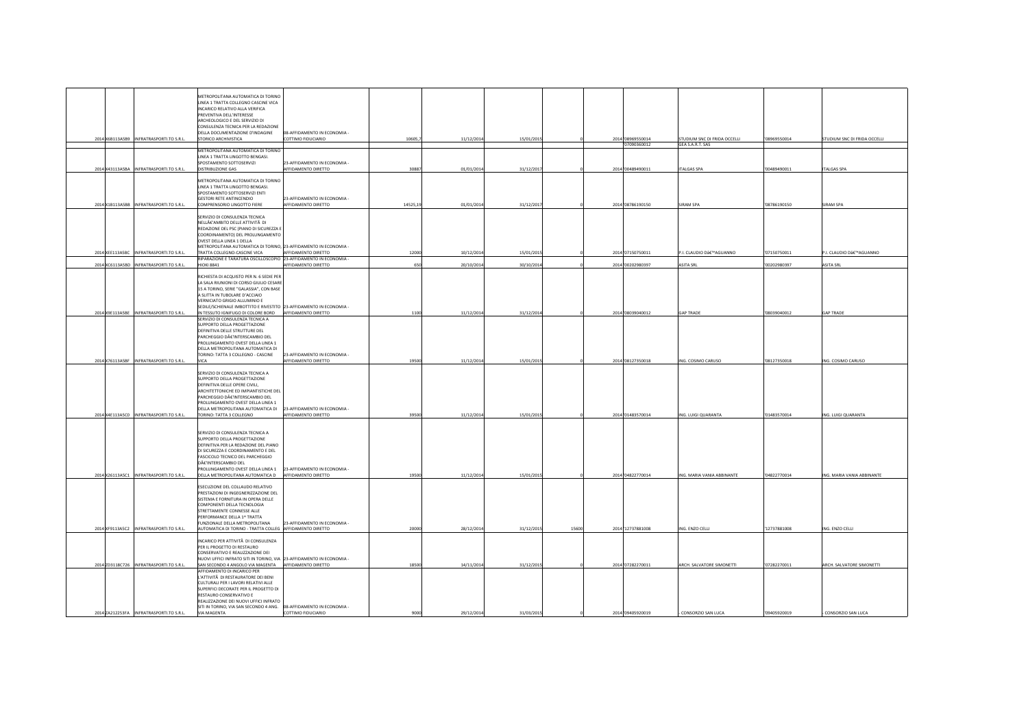| | | | | | | | | | | | | | |
|---|---|---|---|---|---|---|---|---|---|---|---|---|---|
| 2014 | X6B113A5B9 | INFRATRASPORTI.TO S.R.L. | METROPOLITANA AUTOMATICA DI TORINO LINEA 1 TRATTA COLLEGNO CASCINE VICA INCARICO RELATIVO ALLA VERIFICA PREVENTIVA DELL'INTERESSE ARCHEOLOGICO E DEL SERVIZIO DI CONSULENZA TECNICA PER LA REDAZIONE DELLA DOCUMENTAZIONE D'INDAGINE STORICO ARCHIVISTICA | 08-AFFIDAMENTO IN ECONOMIA - COTTIMO FIDUCIARIO | 10605,7 | 11/12/2014 | 15/01/2015 | 0 | 2014 | '08969550014<br>'07090360012 | STUDIUM SNC DI FRIDA OCCELLI<br>GEA S.A.R.T. SAS | '08969550014 | STUDIUM SNC DI FRIDA OCCELLI |
| 2014 | X43113A5BA | INFRATRASPORTI.TO S.R.L. | METROPOLITANA AUTOMATICA DI TORINO LINEA 1 TRATTA LINGOTTO BENGASI. SPOSTAMENTO SOTTOSERVIZI DISTRIBUZIONE GAS | 23-AFFIDAMENTO IN ECONOMIA - AFFIDAMENTO DIRETTO | 30887 | 01/01/2014 | 31/12/2017 | 0 | 2014 | '00489490011 | ITALGAS SPA | '00489490011 | ITALGAS SPA |
| 2014 | X1B113A5BB | INFRATRASPORTI.TO S.R.L. | METROPOLITANA AUTOMATICA DI TORINO LINEA 1 TRATTA LINGOTTO BENGASI. SPOSTAMENTO SOTTOSERVIZI ENTI GESTORI RETE ANTINCENDIO COMPRENSORIO LINGOTTO FIERE | 23-AFFIDAMENTO IN ECONOMIA - AFFIDAMENTO DIRETTO | 14525,19 | 01/01/2014 | 31/12/2017 | 0 | 2014 | '08786190150 | SIRAM SPA | '08786190150 | SIRAM SPA |
| 2014 | XEE113A5BC | INFRATRASPORTI.TO S.R.L. | SERVIZIO DI CONSULENZA TECNICA NELLâ€™AMBITO DELLE ATTIVITÃ DI REDAZIONE DEL PSC (PIANO DI SICUREZZA E COORDINAMENTO) DEL PROLUNGAMENTO OVEST DELLA LINEA 1 DELLA METROPOLITANA AUTOMATICA DI TORINO, TRATTA COLLEGNO-CASCINE VICA | 23-AFFIDAMENTO IN ECONOMIA - AFFIDAMENTO DIRETTO | 12000 | 10/12/2014 | 15/01/2015 | 0 | 2014 | '07150750011 | P.I. CLAUDIO Dâ€™AGUANNO | '07150750011 | P.I. CLAUDIO Dâ€™AGUANNO |
| 2014 | XC6113A5BD | INFRATRASPORTI.TO S.R.L. | RIPARAZIONE E TARATURA OSCILLOSCOPIO HIOKI 8841 | 23-AFFIDAMENTO IN ECONOMIA - AFFIDAMENTO DIRETTO | 650 | 20/10/2014 | 30/10/2014 | 0 | 2014 | '00202980397 | ASITA SRL | '00202980397 | ASITA SRL |
| 2014 | X9E113A5BE | INFRATRASPORTI.TO S.R.L. | RICHIESTA DI ACQUISTO PER N. 6 SEDIE PER LA SALA RIUNIONI DI CORSO GIULIO CESARE 15 A TORINO, SERIE "GALASSIA", CON BASE A SLITTA IN TUBOLARE D'ACCIAIO VERNICIATO GRIGIO ALLUMINIO E SEDILE/SCHIENALE IMBOTTITO E RIVESTITO IN TESSUTO IGNIFUGO DI COLORE BORD | 23-AFFIDAMENTO IN ECONOMIA - AFFIDAMENTO DIRETTO | 1100 | 11/12/2014 | 31/12/2014 | 0 | 2014 | '08039040012 | GAP TRADE | '08039040012 | GAP TRADE |
| 2014 | X76113A5BF | INFRATRASPORTI.TO S.R.L. | SERVIZIO DI CONSULENZA TECNICA A SUPPORTO DELLA PROGETTAZIONE DEFINITIVA DELLE STRUTTURE DEL PARCHEGGIO Dâ€™INTERSCAMBIO DEL PROLUNGAMENTO OVEST DELLA LINEA 1 DELLA METROPOLITANA AUTOMATICA DI TORINO: TATTA 3 COLLEGNO - CASCINE VICA | 23-AFFIDAMENTO IN ECONOMIA - AFFIDAMENTO DIRETTO | 19500 | 11/12/2014 | 15/01/2015 | 0 | 2014 | '08127350018 | ING. COSIMO CARUSO | '08127350018 | ING. COSIMO CARUSO |
| 2014 | X4E113A5C0 | INFRATRASPORTI.TO S.R.L. | SERVIZIO DI CONSULENZA TECNICA A SUPPORTO DELLA PROGETTAZIONE DEFINITIVA DELLE OPERE CIVILI, ARCHITETTONICHE ED IMPIANTISTICHE DEL PARCHEGGIO Dâ€™INTERSCAMBIO DEL PROLUNGAMENTO OVEST DELLA LINEA 1 DELLA METROPOLITANA AUTOMATICA DI TORINO: TATTA 3 COLLEGNO | 23-AFFIDAMENTO IN ECONOMIA - AFFIDAMENTO DIRETTO | 39500 | 11/12/2014 | 15/01/2015 | 0 | 2014 | '01483570014 | ING. LUIGI QUARANTA | '01483570014 | ING. LUIGI QUARANTA |
| 2014 | X26113A5C1 | INFRATRASPORTI.TO S.R.L. | SERVIZIO DI CONSULENZA TECNICA A SUPPORTO DELLA PROGETTAZIONE DEFINITIVA PER LA REDAZIONE DEL PIANO DI SICUREZZA E COORDINAMENTO E DEL FASCICOLO TECNICO DEL PARCHEGGIO Dâ€™INTERSCAMBIO DEL PROLUNGAMENTO OVEST DELLA LINEA 1 DELLA METROPOLITANA AUTOMATICA D | 23-AFFIDAMENTO IN ECONOMIA - AFFIDAMENTO DIRETTO | 19500 | 11/12/2014 | 15/01/2015 | 0 | 2014 | '04822770014 | ING. MARIA VANIA ABBINANTE | '04822770014 | ING. MARIA VANIA ABBINANTE |
| 2014 | XF9113A5C2 | INFRATRASPORTI.TO S.R.L. | ESECUZIONE DEL COLLAUDO RELATIVO PRESTAZIONI DI INGEGNERIZZAZIONE DEL SISTEMA E FORNITURA IN OPERA DELLE COMPONENTI DELLA TECNOLOGIA STRETTAMENTE CONNESSE ALLE PERFORMANCE DELLA 1^ TRATTA FUNZIONALE DELLA METROPOLITANA AUTOMATICA DI TORINO - TRATTA COLLEG | 23-AFFIDAMENTO IN ECONOMIA - AFFIDAMENTO DIRETTO | 20000 | 28/12/2014 | 31/12/2015 | 15600 | 2014 | '12737881008 | ING. ENZO CELLI | '12737881008 | ING. ENZO CELLI |
| 2014 | ZD3118C726 | INFRATRASPORTI.TO S.R.L. | INCARICO PER ATTIVITÃ DI CONSULENZA PER IL PROGETTO DI RESTAURO CONSERVATIVO E REALIZZAZIONE DEI NUOVI UFFICI INFRATO SITI IN TORINO, VIA SAN SECONDO 4 ANGOLO VIA MAGENTA | 23-AFFIDAMENTO IN ECONOMIA - AFFIDAMENTO DIRETTO | 18500 | 14/11/2014 | 31/12/2015 | 0 | 2014 | '07282270011 | ARCH. SALVATORE SIMONETTI | '07282270011 | ARCH. SALVATORE SIMONETTI |
| 2014 | ZA212253FA | INFRATRASPORTI.TO S.R.L. | AFFIDAMENTO DI INCARICO PER L'ATTIVITÃ DI RESTAURATORE DEI BENI CULTURALI PER I LAVORI RELATIVI ALLE SUPERFICI DECORATE PER IL PROGETTO DI RESTAURO CONSERVATIVO E REALIZZAZIONE DEI NUOVI UFFICI INFRATO SITI IN TORINO, VIA SAN SECONDO 4 ANG. VIA MAGENTA | 08-AFFIDAMENTO IN ECONOMIA - COTTIMO FIDUCIARIO | 9000 | 29/12/2014 | 31/03/2015 | 0 | 2014 | '09405920019 | - CONSORZIO SAN LUCA | '09405920019 | - CONSORZIO SAN LUCA |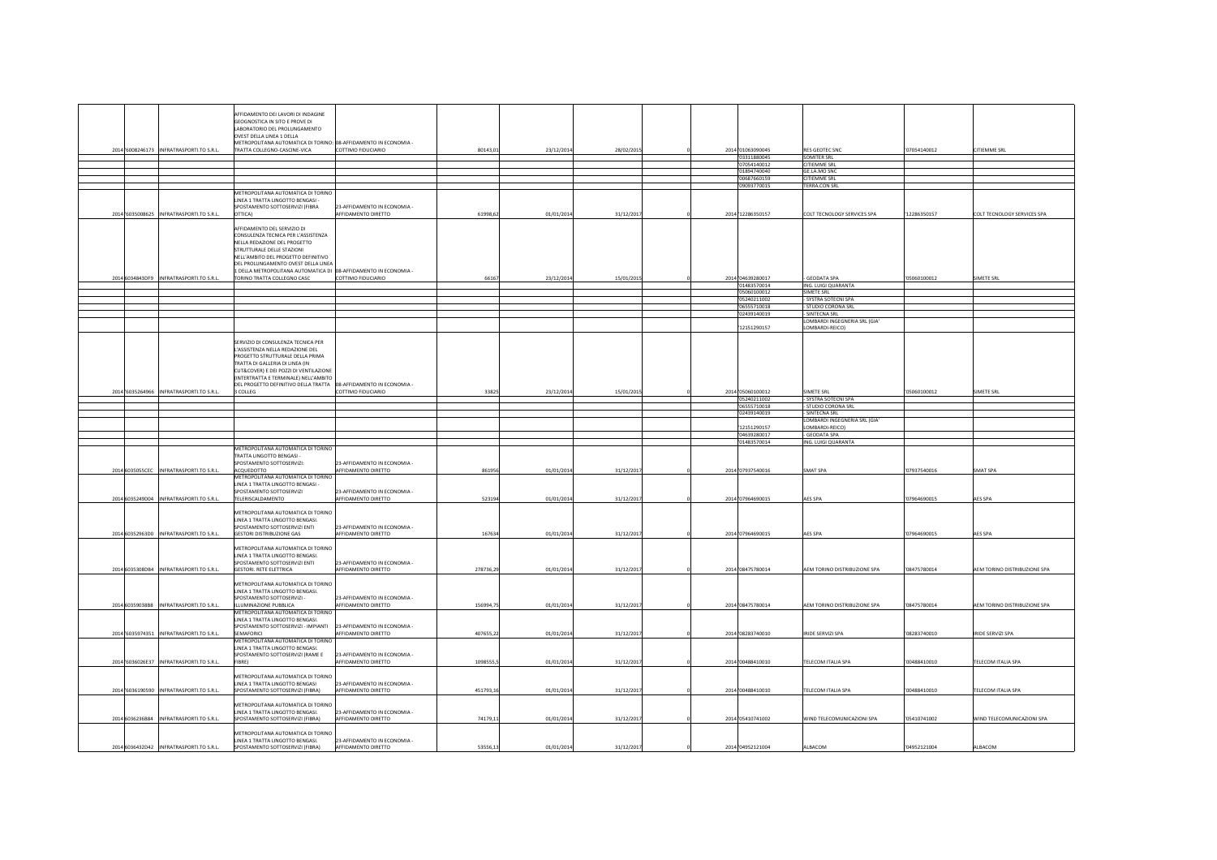| | | | | | | | | | | | | | | |
|---|---|---|---|---|---|---|---|---|---|---|---|---|---|---|
| 2014 | '6008246173 | INFRATRASPORTI.TO S.R.L. | AFFIDAMENTO DEI LAVORI DI INDAGINE GEOGNOSTICA IN SITO E PROVE DI LABORATORIO DEL PROLUNGAMENTO OVEST DELLA LINEA 1 DELLA METROPOLITANA AUTOMATICA DI TORINO: TRATTA COLLEGNO-CASCINE-VICA | 08-AFFIDAMENTO IN ECONOMIA - COTTIMO FIDUCIARIO | 80143,01 | 23/12/2014 | 28/02/2015 | | 0 | 2014 | '01063090045 | RES GEOTEC SNC | '07054140012 | CITIEMME SRL |
| | | | | | | | | | | | '03311880045 | SOMITER SRL | | |
| | | | | | | | | | | | '07054140012 | CITIEMME SRL | | |
| | | | | | | | | | | | '01894740040 | GE.LA.MO SNC | | |
| | | | | | | | | | | | '00687660159 | CITIEMME SRL | | |
| | | | | | | | | | | | '09093770015 | TERRA.CON SRL | | |
| 2014 | '6035008625 | INFRATRASPORTI.TO S.R.L. | METROPOLITANA AUTOMATICA DI TORINO LINEA 1 TRATTA LINGOTTO BENGASI - SPOSTAMENTO SOTTOSERVIZI (FIBRA OTTICA) | 23-AFFIDAMENTO IN ECONOMIA - AFFIDAMENTO DIRETTO | 61998,62 | 01/01/2014 | 31/12/2017 | | 0 | 2014 | '12286350157 | COLT TECNOLOGY SERVICES SPA | '12286350157 | COLT TECNOLOGY SERVICES SPA |
| 2014 | 6034843DF9 | INFRATRASPORTI.TO S.R.L. | AFFIDAMENTO DEL SERVIZIO DI CONSULENZA TECNICA PER L'ASSISTENZA NELLA REDAZIONE DEL PROGETTO STRUTTURALE DELLE STAZIONI NELL'AMBITO DEL PROGETTO DEFINITIVO DEL PROLUNGAMENTO OVEST DELLA LINEA 1 DELLA METROPOLITANA AUTOMATICA DI TORINO TRATTA COLLEGNO CASC | 08-AFFIDAMENTO IN ECONOMIA - COTTIMO FIDUCIARIO | 66167 | 23/12/2014 | 15/01/2015 | | 0 | 2014 | '04639280017 | - GEODATA SPA | '05060100012 | SIMETE SRL |
| | | | | | | | | | | | '01483570014 | ING. LUIGI QUARANTA | | |
| | | | | | | | | | | | '05060100012 | SIMETE SRL | | |
| | | | | | | | | | | | '05240211002 | - SYSTRA SOTECNI SPA | | |
| | | | | | | | | | | | '06555710018 | - STUDIO CORONA SRL | | |
| | | | | | | | | | | | '02439140019 | - SINTECNA SRL | | |
| | | | | | | | | | | | '12151290157 | LOMBARDI INGEGNERIA SRL (GIA' LOMBARDI-REICO) | | |
| 2014 | '6035264966 | INFRATRASPORTI.TO S.R.L. | SERVIZIO DI CONSULENZA TECNICA PER L'ASSISTENZA NELLA REDAZIONE DEL PROGETTO STRUTTURALE DELLA PRIMA TRATTA DI GALLERIA DI LINEA (IN CUT&COVER) E DEI POZZI DI VENTILAZIONE (INTERTRATTA E TERMINALE) NELL'AMBITO DEL PROGETTO DEFINITIVO DELLA TRATTA 3 COLLEG | 08-AFFIDAMENTO IN ECONOMIA - COTTIMO FIDUCIARIO | 33825 | 23/12/2014 | 15/01/2015 | | 0 | 2014 | '05060100012 | SIMETE SRL | '05060100012 | SIMETE SRL |
| | | | | | | | | | | | '05240211002 | - SYSTRA SOTECNI SPA | | |
| | | | | | | | | | | | '06555710018 | - STUDIO CORONA SRL | | |
| | | | | | | | | | | | '02439140019 | - SINTECNA SRL | | |
| | | | | | | | | | | | '12151290157 | LOMBARDI INGEGNERIA SRL (GIA' LOMBARDI-REICO) | | |
| | | | | | | | | | | | '04639280017 | - GEODATA SPA | | |
| | | | | | | | | | | | '01483570014 | ING. LUIGI QUARANTA | | |
| 2014 | 6035055CEC | INFRATRASPORTI.TO S.R.L. | METROPOLITANA AUTOMATICA DI TORINO TRATTA LINGOTTO BENGASI - SPOSTAMENTO SOTTOSERVIZI: ACQUEDOTTO | 23-AFFIDAMENTO IN ECONOMIA - AFFIDAMENTO DIRETTO | 861956 | 01/01/2014 | 31/12/2017 | | 0 | 2014 | '07937540016 | SMAT SPA | '07937540016 | SMAT SPA |
| 2014 | 6035249D04 | INFRATRASPORTI.TO S.R.L. | METROPOLITANA AUTOMATICA DI TORINO LINEA 1 TRATTA LINGOTTO BENGASI - SPOSTAMENTO SOTTOSERVIZI TELERISCALDAMENTO | 23-AFFIDAMENTO IN ECONOMIA - AFFIDAMENTO DIRETTO | 523194 | 01/01/2014 | 31/12/2017 | | 0 | 2014 | '07964690015 | AES SPA | '07964690015 | AES SPA |
| 2014 | 60352963D0 | INFRATRASPORTI.TO S.R.L. | METROPOLITANA AUTOMATICA DI TORINO LINEA 1 TRATTA LINGOTTO BENGASI. SPOSTAMENTO SOTTOSERVIZI ENTI GESTORI DISTRIBUZIONE GAS | 23-AFFIDAMENTO IN ECONOMIA - AFFIDAMENTO DIRETTO | 167634 | 01/01/2014 | 31/12/2017 | | 0 | 2014 | '07964690015 | AES SPA | '07964690015 | AES SPA |
| 2014 | 6035308D84 | INFRATRASPORTI.TO S.R.L. | METROPOLITANA AUTOMATICA DI TORINO LINEA 1 TRATTA LINGOTTO BENGASI. SPOSTAMENTO SOTTOSERVIZI ENTI GESTORI: RETE ELETTRICA | 23-AFFIDAMENTO IN ECONOMIA - AFFIDAMENTO DIRETTO | 278736,29 | 01/01/2014 | 31/12/2017 | | 0 | 2014 | '08475780014 | AEM TORINO DISTRIBUZIONE SPA | '08475780014 | AEM TORINO DISTRIBUZIONE SPA |
| 2014 | 60359038B8 | INFRATRASPORTI.TO S.R.L. | METROPOLITANA AUTOMATICA DI TORINO LINEA 1 TRATTA LINGOTTO BENGASI. SPOSTAMENTO SOTTOSERVIZI - ILLUMINAZIONE PUBBLICA | 23-AFFIDAMENTO IN ECONOMIA - AFFIDAMENTO DIRETTO | 156994,75 | 01/01/2014 | 31/12/2017 | | 0 | 2014 | '08475780014 | AEM TORINO DISTRIBUZIONE SPA | '08475780014 | AEM TORINO DISTRIBUZIONE SPA |
| 2014 | '6035974351 | INFRATRASPORTI.TO S.R.L. | METROPOLITANA AUTOMATICA DI TORINO LINEA 1 TRATTA LINGOTTO BENGASI. SPOSTAMENTO SOTTOSERVIZI - IMPIANTI SEMAFORICI | 23-AFFIDAMENTO IN ECONOMIA - AFFIDAMENTO DIRETTO | 407655,22 | 01/01/2014 | 31/12/2017 | | 0 | 2014 | '08283740010 | IRIDE SERVIZI SPA | '08283740010 | IRIDE SERVIZI SPA |
| 2014 | '6036026E37 | INFRATRASPORTI.TO S.R.L. | METROPOLITANA AUTOMATICA DI TORINO LINEA 1 TRATTA LINGOTTO BENGASI. SPOSTAMENTO SOTTOSERVIZI (RAME E FIBRE) | 23-AFFIDAMENTO IN ECONOMIA - AFFIDAMENTO DIRETTO | 1098555,5 | 01/01/2014 | 31/12/2017 | | 0 | 2014 | '00488410010 | TELECOM ITALIA SPA | '00488410010 | TELECOM ITALIA SPA |
| 2014 | '6036190590 | INFRATRASPORTI.TO S.R.L. | METROPOLITANA AUTOMATICA DI TORINO LINEA 1 TRATTA LINGOTTO BENGASI SPOSTAMENTO SOTTOSERVIZI (FIBRA) | 23-AFFIDAMENTO IN ECONOMIA - AFFIDAMENTO DIRETTO | 451793,16 | 01/01/2014 | 31/12/2017 | | 0 | 2014 | '00488410010 | TELECOM ITALIA SPA | '00488410010 | TELECOM ITALIA SPA |
| 2014 | 6036236B84 | INFRATRASPORTI.TO S.R.L. | METROPOLITANA AUTOMATICA DI TORINO LINEA 1 TRATTA LINGOTTO BENGASI. SPOSTAMENTO SOTTOSERVIZI (FIBRA) | 23-AFFIDAMENTO IN ECONOMIA - AFFIDAMENTO DIRETTO | 74179,11 | 01/01/2014 | 31/12/2017 | | 0 | 2014 | '05410741002 | WIND TELECOMUNICAZIONI SPA | '05410741002 | WIND TELECOMUNICAZIONI SPA |
| 2014 | 6036432D42 | INFRATRASPORTI.TO S.R.L. | METROPOLITANA AUTOMATICA DI TORINO LINEA 1 TRATTA LINGOTTO BENGASI. SPOSTAMENTO SOTTOSERVIZI (FIBRA) | 23-AFFIDAMENTO IN ECONOMIA - AFFIDAMENTO DIRETTO | 53556,13 | 01/01/2014 | 31/12/2017 | | 0 | 2014 | '04952121004 | ALBACOM | '04952121004 | ALBACOM |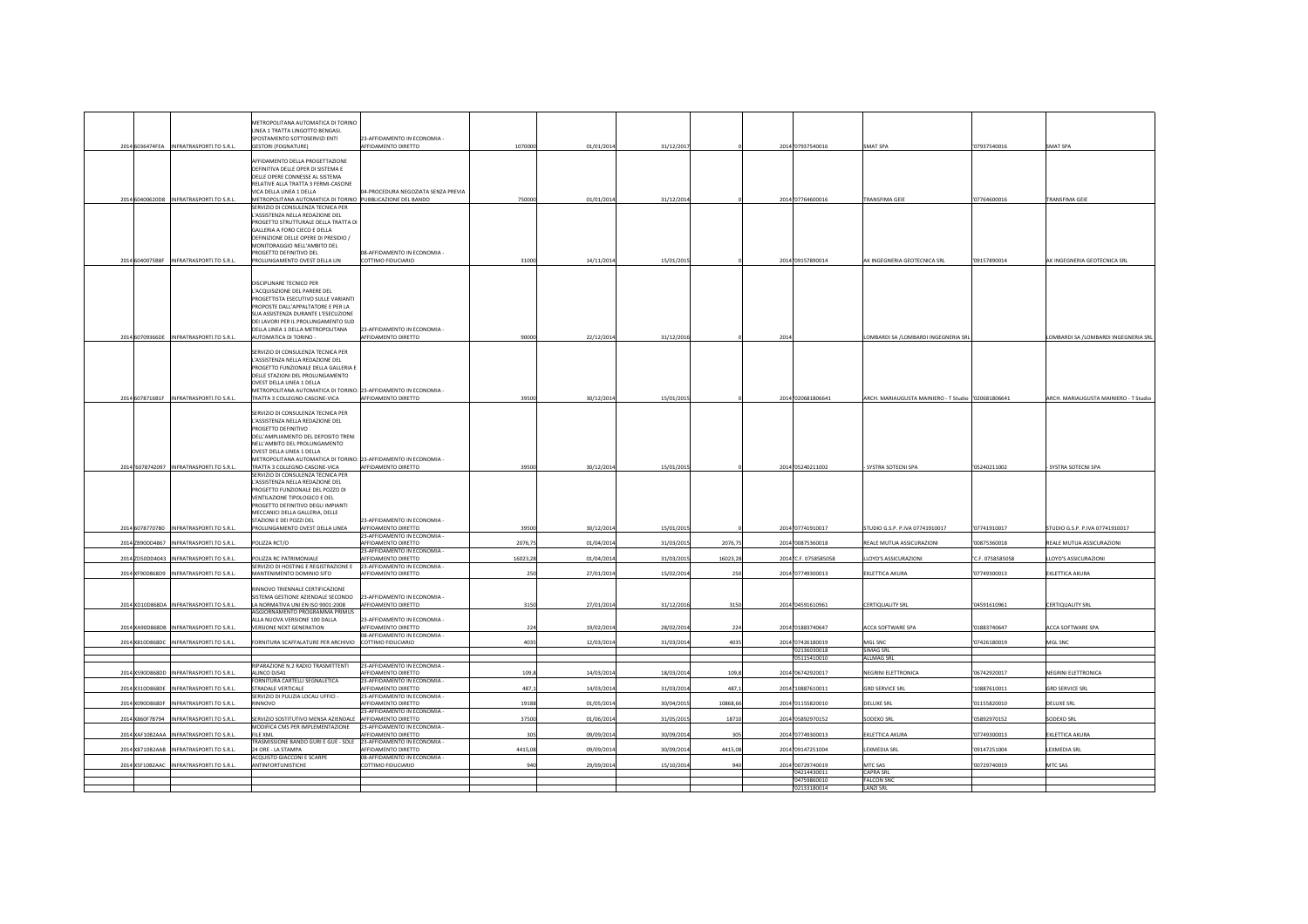| | | | | | | | | | | | | | |
|---|---|---|---|---|---|---|---|---|---|---|---|---|---|
| 2014 | 6036474FEA | INFRATRASPORTI.TO S.R.L. | METROPOLITANA AUTOMATICA DI TORINO LINEA 1 TRATTA LINGOTTO BENGASI. SPOSTAMENTO SOTTOSERVIZI ENTI GESTORI (FOGNATURE) | 23-AFFIDAMENTO IN ECONOMIA - AFFIDAMENTO DIRETTO | 1070000 | 01/01/2014 | 31/12/2017 | 0 | 2014 | '07937540016 | SMAT SPA | '07937540016 | SMAT SPA |
| 2014 | 60400620D8 | INFRATRASPORTI.TO S.R.L. | AFFIDAMENTO DELLA PROGETTAZIONE DEFINITIVA DELLE OPER DI SISTEMA E DELLE OPERE CONNESSE AL SISTEMA RELATIVE ALLA TRATTA 3 FERMI-CASCINE VICA DELLA LINEA 1 DELLA METROPOLITANA AUTOMATICA DI TORINO | 04-PROCEDURA NEGOZIATA SENZA PREVIA PUBBLICAZIONE DEL BANDO | 750000 | 01/01/2014 | 31/12/2014 | 0 | 2014 | '07764600016 | TRANSFIMA GEIE | '07764600016 | TRANSFIMA GEIE |
| 2014 | 6040075B8F | INFRATRASPORTI.TO S.R.L. | SERVIZIO DI CONSULENZA TECNICA PER L'ASSISTENZA NELLA REDAZIONE DEL PROGETTO STRUTTURALE DELLA TRATTA DI GALLERIA A FORO CIECO E DELLA DEFINIZIONE DELLE OPERE DI PRESIDIO / MONITORAGGIO NELL'AMBITO DEL PROGETTO DEFINITIVO DEL PROLUNGAMENTO OVEST DELLA LIN | 08-AFFIDAMENTO IN ECONOMIA - COTTIMO FIDUCIARIO | 31000 | 14/11/2014 | 15/01/2015 | 0 | 2014 | '09157890014 | AK INGEGNERIA GEOTECNICA SRL | '09157890014 | AK INGEGNERIA GEOTECNICA SRL |
| 2014 | 60709366DE | INFRATRASPORTI.TO S.R.L. | DISCIPLINARE TECNICO PER L'ACQUISIZIONE DEL PARERE DEL PROGETTISTA ESECUTIVO SULLE VARIANTI PROPOSTE DALL'APPALTATORE E PER LA SUA ASSISTENZA DURANTE L'ESECUZIONE DEI LAVORI PER IL PROLUNGAMENTO SUD DELLA LINEA 1 DELLA METROPOLITANA AUTOMATICA DI TORINO - | 23-AFFIDAMENTO IN ECONOMIA - AFFIDAMENTO DIRETTO | 90000 | 22/12/2014 | 31/12/2016 | 0 | 2014 | | LOMBARDI SA /LOMBARDI INGEGNERIA SRL | | LOMBARDI SA /LOMBARDI INGEGNERIA SRL |
| 2014 | 607871681F | INFRATRASPORTI.TO S.R.L. | SERVIZIO DI CONSULENZA TECNICA PER L'ASSISTENZA NELLA REDAZIONE DEL PROGETTO FUNZIONALE DELLA GALLERIA E DELLE STAZIONI DEL PROLUNGAMENTO OVEST DELLA LINEA 1 DELLA METROPOLITANA AUTOMATICA DI TORINO: TRATTA 3 COLLEGNO-CASCINE-VICA | 23-AFFIDAMENTO IN ECONOMIA - AFFIDAMENTO DIRETTO | 39500 | 30/12/2014 | 15/01/2015 | 0 | 2014 | '020681806641 | ARCH. MARIAUGUSTA MAINIERO - T Studio | '020681806641 | ARCH. MARIAUGUSTA MAINIERO - T Studio |
| 2014 | 6078742097 | INFRATRASPORTI.TO S.R.L. | SERVIZIO DI CONSULENZA TECNICA PER L'ASSISTENZA NELLA REDAZIONE DEL PROGETTO DEFINITIVO DELL'AMPLIAMENTO DEL DEPOSITO TRENI NELL'AMBITO DEL PROLUNGAMENTO OVEST DELLA LINEA 1 DELLA METROPOLITANA AUTOMATICA DI TORINO: TRATTA 3 COLLEGNO-CASCINE-VICA | 23-AFFIDAMENTO IN ECONOMIA - AFFIDAMENTO DIRETTO | 39500 | 30/12/2014 | 15/01/2015 | 0 | 2014 | '05240211002 | - SYSTRA SOTECNI SPA | '05240211002 | - SYSTRA SOTECNI SPA |
| 2014 | 60787707B0 | INFRATRASPORTI.TO S.R.L. | SERVIZIO DI CONSULENZA TECNICA PER L'ASSISTENZA NELLA REDAZIONE DEL PROGETTO FUNZIONALE DEL POZZO DI VENTILAZIONE TIPOLOGICO E DEL PROGETTO DEFINITIVO DEGLI IMPIANTI MECCANICI DELLA GALLERIA, DELLE STAZIONI E DEI POZZI DEL PROLUNGAMENTO OVEST DELLA LINEA | 23-AFFIDAMENTO IN ECONOMIA - AFFIDAMENTO DIRETTO | 39500 | 30/12/2014 | 15/01/2015 | 0 | 2014 | '07741910017 | STUDIO G.S.P. P.IVA 07741910017 | '07741910017 | STUDIO G.S.P. P.IVA 07741910017 |
| 2014 | Z890DD4867 | INFRATRASPORTI.TO S.R.L. | POLIZZA RCT/O | 23-AFFIDAMENTO IN ECONOMIA - AFFIDAMENTO DIRETTO | 2076,75 | 01/04/2014 | 31/03/2015 | 2076,75 | 2014 | '00875360018 | REALE MUTUA ASSICURAZIONI | '00875360018 | REALE MUTUA ASSICURAZIONI |
| 2014 | ZD50DD4043 | INFRATRASPORTI.TO S.R.L. | POLIZZA RC PATRIMONIALE | 23-AFFIDAMENTO IN ECONOMIA - AFFIDAMENTO DIRETTO | 16023,28 | 01/04/2014 | 31/03/2015 | 16023,28 | 2014 | 'C.F. 0758585058 | LLOYD'S ASSICURAZIONI | 'C.F. 0758585058 | LLOYD'S ASSICURAZIONI |
| 2014 | XF90D868D9 | INFRATRASPORTI.TO S.R.L. | SERVIZIO DI HOSTING E REGISTRAZIONE E MANTENIMENTO DOMINIO SITO | 23-AFFIDAMENTO IN ECONOMIA - AFFIDAMENTO DIRETTO | 250 | 27/01/2014 | 15/02/2014 | 250 | 2014 | '07749300013 | EKLETTICA AKURA | '07749300013 | EKLETTICA AKURA |
| 2014 | XD10D868DA | INFRATRASPORTI.TO S.R.L. | RINNOVO TRIENNALE CERTIFICAZIONE SISTEMA GESTIONE AZIENDALE SECONDO LA NORMATIVA UNI EN ISO 9001:2008 | 23-AFFIDAMENTO IN ECONOMIA - AFFIDAMENTO DIRETTO | 3150 | 27/01/2014 | 31/12/2016 | 3150 | 2014 | '04591610961 | CERTIQUALITY SRL | '04591610961 | CERTIQUALITY SRL |
| 2014 | XA90D868DB | INFRATRASPORTI.TO S.R.L. | AGGIORNAMENTO PROGRAMMA PRIMUS ALLA NUOVA VERSIONE 100 DALLA VERSIONE NEXT GENERATION | 23-AFFIDAMENTO IN ECONOMIA - AFFIDAMENTO DIRETTO | 224 | 19/02/2014 | 28/02/2014 | 224 | 2014 | '01883740647 | ACCA SOFTWARE SPA | '01883740647 | ACCA SOFTWARE SPA |
| 2014 | X810D868DC | INFRATRASPORTI.TO S.R.L. | FORNITURA SCAFFALATURE PER ARCHIVIO | 08-AFFIDAMENTO IN ECONOMIA - COTTIMO FIDUCIARIO | 4035 | 12/03/2014 | 31/03/2014 | 4035 | 2014 | '07426180019 | MGL SNC | '07426180019 | MGL SNC |
| | | | | | | | | | | '02136030018 | SIMAG SRL | | |
| | | | | | | | | | | '05115410010 | ALLMAG SRL | | |
| 2014 | X590D868DD | INFRATRASPORTI.TO S.R.L. | RIPARAZIONE N.2 RADIO TRASMITTENTI ALINCO DJS41 | 23-AFFIDAMENTO IN ECONOMIA - AFFIDAMENTO DIRETTO | 109,8 | 14/03/2014 | 18/03/2014 | 109,8 | 2014 | '06742920017 | NEGRINI ELETTRONICA | '06742920017 | NEGRINI ELETTRONICA |
| 2014 | X310D868DE | INFRATRASPORTI.TO S.R.L. | FORNITURA CARTELLI SEGNALETICA STRADALE VERTICALE | 23-AFFIDAMENTO IN ECONOMIA - AFFIDAMENTO DIRETTO | 487,1 | 14/03/2014 | 31/03/2014 | 487,1 | 2014 | '10887610011 | GRD SERVICE SRL | '10887610011 | GRD SERVICE SRL |
| 2014 | X090D868DF | INFRATRASPORTI.TO S.R.L. | SERVIZIO DI PULIZIA LOCALI UFFICI - RINNOVO | 23-AFFIDAMENTO IN ECONOMIA - AFFIDAMENTO DIRETTO | 19188 | 01/05/2014 | 30/04/2015 | 10868,66 | 2014 | '01155820010 | DELUXE SRL | '01155820010 | DELUXE SRL |
| 2014 | X860F7B794 | INFRATRASPORTI.TO S.R.L. | SERVIZIO SOSTITUTIVO MENSA AZIENDALE | 23-AFFIDAMENTO IN ECONOMIA - AFFIDAMENTO DIRETTO | 37500 | 01/06/2014 | 31/05/2015 | 18710 | 2014 | '05892970152 | SODEXO SRL | '05892970152 | SODEXO SRL |
| 2014 | XAF1082AAA | INFRATRASPORTI.TO S.R.L. | MODIFICA CMS PER IMPLEMENTAZIONE FILE XML | 23-AFFIDAMENTO IN ECONOMIA - AFFIDAMENTO DIRETTO | 305 | 09/09/2014 | 30/09/2014 | 305 | 2014 | '07749300013 | EKLETTICA AKURA | '07749300013 | EKLETTICA AKURA |
| 2014 | X871082AAB | INFRATRASPORTI.TO S.R.L. | TRASMISSIONE BANDO GURI E GUE - SOLE 24 ORE - LA STAMPA | 23-AFFIDAMENTO IN ECONOMIA - AFFIDAMENTO DIRETTO | 4415,08 | 09/09/2014 | 30/09/2014 | 4415,08 | 2014 | '09147251004 | LEXMEDIA SRL | '09147251004 | LEXMEDIA SRL |
| 2014 | X5F1082AAC | INFRATRASPORTI.TO S.R.L. | ACQUISTO GIACCONI E SCARPE ANTINFORTUNISTICHE | 08-AFFIDAMENTO IN ECONOMIA - COTTIMO FIDUCIARIO | 940 | 29/09/2014 | 15/10/2014 | 940 | 2014 | '00729740019 | MTC SAS | '00729740019 | MTC SAS |
| | | | | | | | | | | '04214430011 | CAPRA SRL | | |
| | | | | | | | | | | '04759860010 | FALCON SNC | | |
| | | | | | | | | | | '02133180014 | LANZI SRL | | |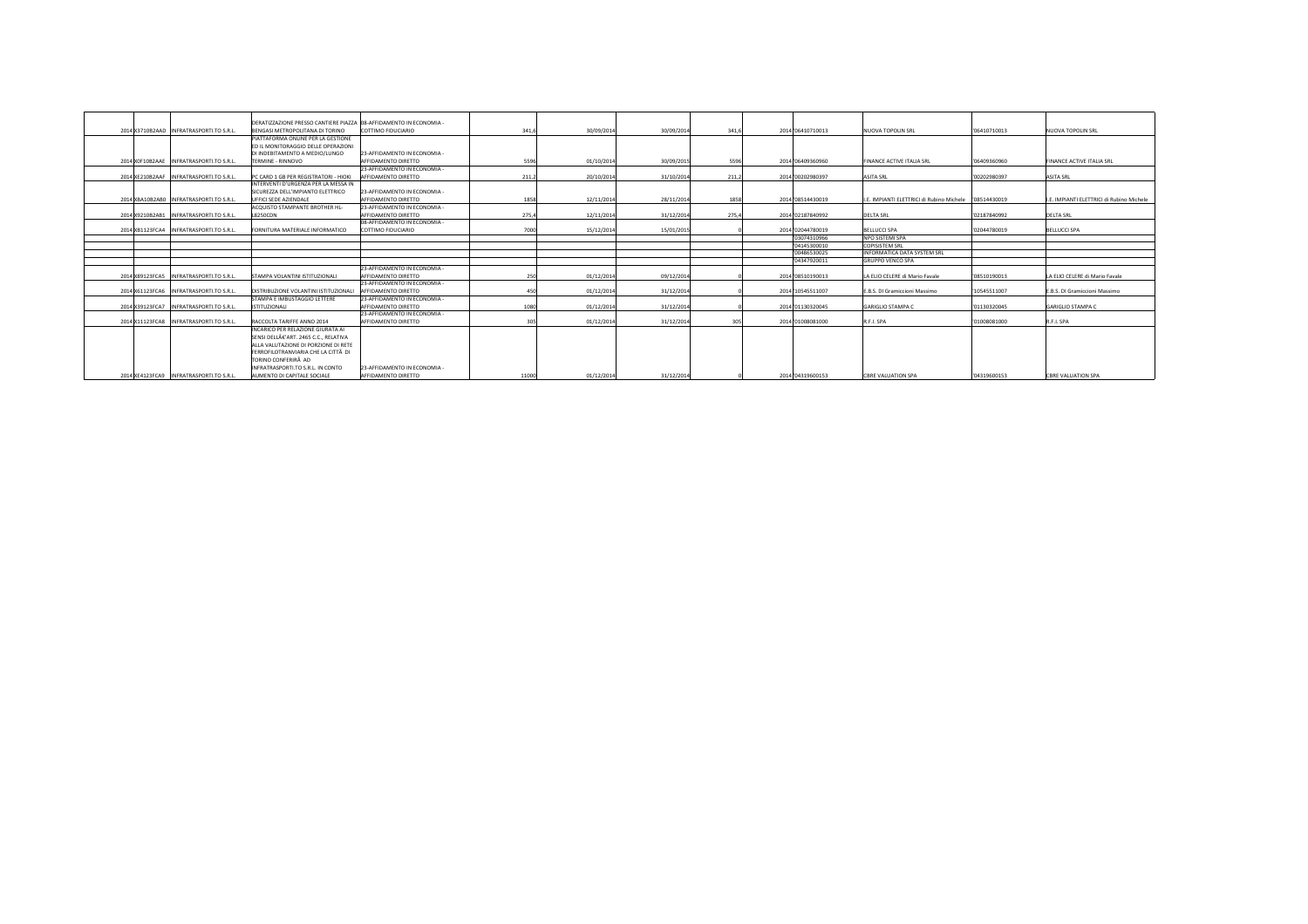| | | | | | | | | | | | | | | |
|---|---|---|---|---|---|---|---|---|---|---|---|---|---|---|
| 2014 | X371082AA0 | INFRATRASPORTI.TO S.R.L. | DERATIZZAZIONE PRESSO CANTIERE PIAZZA BENGASI METROPOLITANA DI TORINO | 08-AFFIDAMENTO IN ECONOMIA - COTTIMO FIDUCIARIO | 341,6 | 30/09/2014 | 30/09/2014 | 341,6 | 2014 | '06410710013 | NUOVA TOPOLIN SRL | '06410710013 | NUOVA TOPOLIN SRL |
| 2014 | X0F1082AAE | INFRATRASPORTI.TO S.R.L. | PIATTAFORMA ONLINE PER LA GESTIONE ED IL MONITORAGGIO DELLE OPERAZIONI DI INDEBITAMENTO A MEDIO/LUNGO TERMINE - RINNOVO | 23-AFFIDAMENTO IN ECONOMIA - AFFIDAMENTO DIRETTO | 5596 | 01/10/2014 | 30/09/2015 | 5596 | 2014 | '06409360960 | FINANCE ACTIVE ITALIA SRL | '06409360960 | FINANCE ACTIVE ITALIA SRL |
| 2014 | XE21082AAF | INFRATRASPORTI.TO S.R.L. | PC CARD 1 GB PER REGISTRATORI - HIOKI | 23-AFFIDAMENTO IN ECONOMIA - AFFIDAMENTO DIRETTO | 211,2 | 20/10/2014 | 31/10/2014 | 211,2 | 2014 | '00202980397 | ASITA SRL | '00202980397 | ASITA SRL |
| 2014 | X8A1082AB0 | INFRATRASPORTI.TO S.R.L. | INTERVENTI D'URGENZA PER LA MESSA IN SICUREZZA DELL'IMPIANTO ELETTRICO UFFICI SEDE AZIENDALE | 23-AFFIDAMENTO IN ECONOMIA - AFFIDAMENTO DIRETTO | 1858 | 12/11/2014 | 28/11/2014 | 1858 | 2014 | '08514430019 | I.E. IMPIANTI ELETTRICI di Rubino Michele | '08514430019 | I.E. IMPIANTI ELETTRICI di Rubino Michele |
| 2014 | X921082AB1 | INFRATRASPORTI.TO S.R.L. | ACQUISTO STAMPANTE BROTHER HL-L8250CDN | 23-AFFIDAMENTO IN ECONOMIA - AFFIDAMENTO DIRETTO | 275,4 | 12/11/2014 | 31/12/2014 | 275,4 | 2014 | '02187840992 | DELTA SRL | '02187840992 | DELTA SRL |
| 2014 | X811123FCA4 | INFRATRASPORTI.TO S.R.L. | FORNITURA MATERIALE INFORMATICO | 08-AFFIDAMENTO IN ECONOMIA - COTTIMO FIDUCIARIO | 7000 | 15/12/2014 | 15/01/2015 | 0 | 2014 | '02044780019 | BELLUCCI SPA | '02044780019 | BELLUCCI SPA |
| | | | | | | | | | | '03074310966 | NPO SISTEMI SPA | | |
| | | | | | | | | | | '04145300010 | COPISISTEM SRL | | |
| | | | | | | | | | | '00486530025 | INFORMATICA DATA SYSTEM SRL | | |
| | | | | | | | | | | '04347920011 | GRUPPO VENCO SPA | | |
| 2014 | X89123FCA5 | INFRATRASPORTI.TO S.R.L. | STAMPA VOLANTINI ISTITUZIONALI | 23-AFFIDAMENTO IN ECONOMIA - AFFIDAMENTO DIRETTO | 250 | 01/12/2014 | 09/12/2014 | 0 | 2014 | '08510190013 | LA ELIO CELERE di Mario Favale | '08510190013 | LA ELIO CELERE di Mario Favale |
| 2014 | X61123FCA6 | INFRATRASPORTI.TO S.R.L. | DISTRIBUZIONE VOLANTINI ISTITUZIONALI | 23-AFFIDAMENTO IN ECONOMIA - AFFIDAMENTO DIRETTO | 450 | 01/12/2014 | 31/12/2014 | 0 | 2014 | '10545511007 | E.B.S. DI Gramiccioni Massimo | '10545511007 | E.B.S. DI Gramiccioni Massimo |
| 2014 | X39123FCA7 | INFRATRASPORTI.TO S.R.L. | STAMPA E IMBUSTAGGIO LETTERE ISTITUZIONALI | 23-AFFIDAMENTO IN ECONOMIA - AFFIDAMENTO DIRETTO | 1080 | 01/12/2014 | 31/12/2014 | 0 | 2014 | '01130320045 | GARIGLIO STAMPA C | '01130320045 | GARIGLIO STAMPA C |
| 2014 | X11123FCA8 | INFRATRASPORTI.TO S.R.L. | RACCOLTA TARIFFE ANNO 2014 | 23-AFFIDAMENTO IN ECONOMIA - AFFIDAMENTO DIRETTO | 305 | 01/12/2014 | 31/12/2014 | 305 | 2014 | '01008081000 | R.F.I. SPA | '01008081000 | R.F.I. SPA |
| 2014 | XE4123FCA9 | INFRATRASPORTI.TO S.R.L. | INCARICO PER RELAZIONE GIURATA AI SENSI DELLâ€'ART. 2465 C.C., RELATIVA ALLA VALUTAZIONE DI PORZIONE DI RETE FERROFILOTRANVIARIA CHE LA CITTÃ DI TORINO CONFERIRÃ AD INFRATRASPORTI.TO S.R.L. IN CONTO AUMENTO DI CAPITALE SOCIALE | 23-AFFIDAMENTO IN ECONOMIA - AFFIDAMENTO DIRETTO | 11000 | 01/12/2014 | 31/12/2014 | 0 | 2014 | '04319600153 | CBRE VALUATION SPA | '04319600153 | CBRE VALUATION SPA |